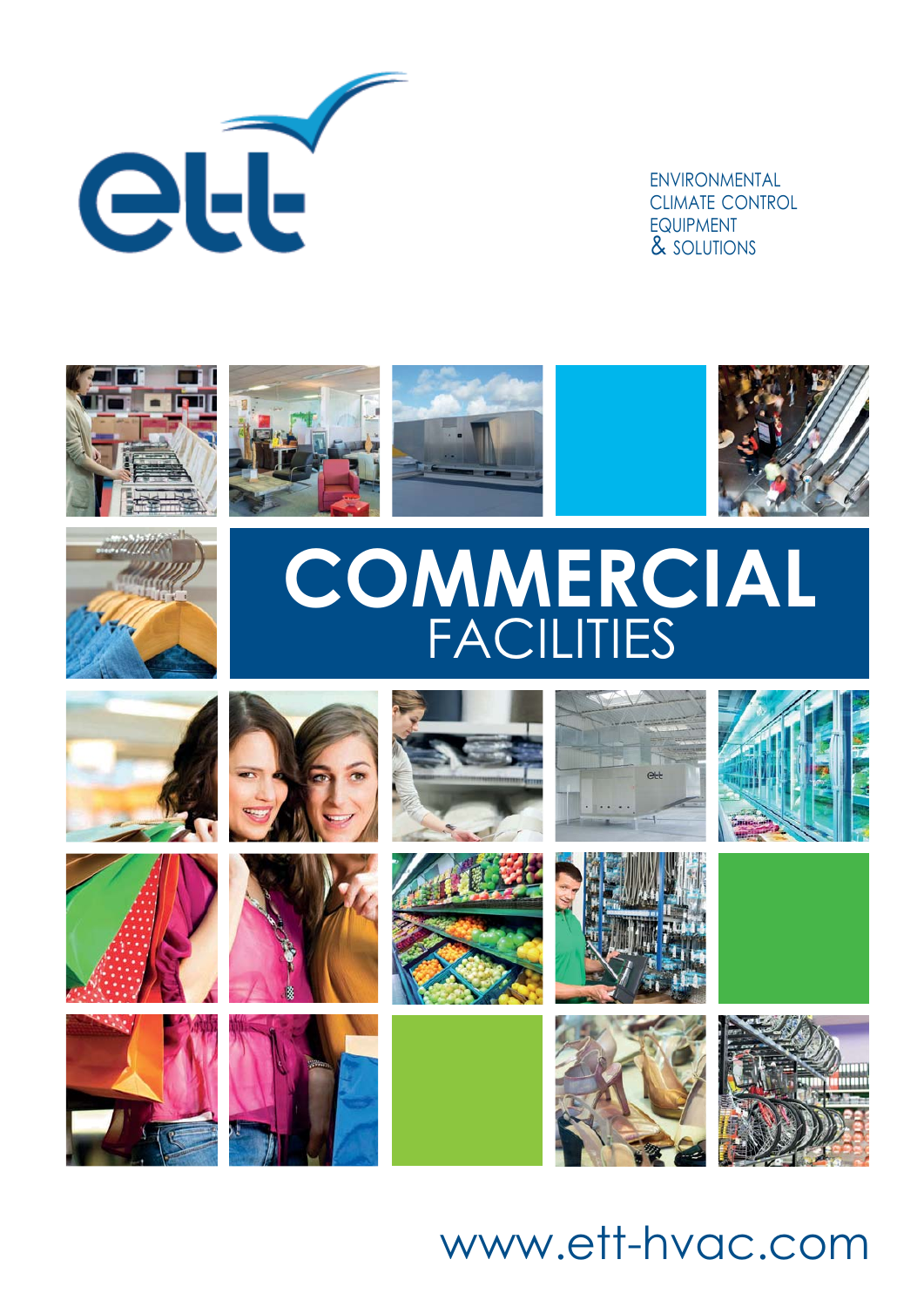ENVIRONMENTAL
CLIMATE CONTROL
EQUIPMENT
& SOLUTIONS

# COMMERCIAL
## FACILITIES

www.ett-hvac.com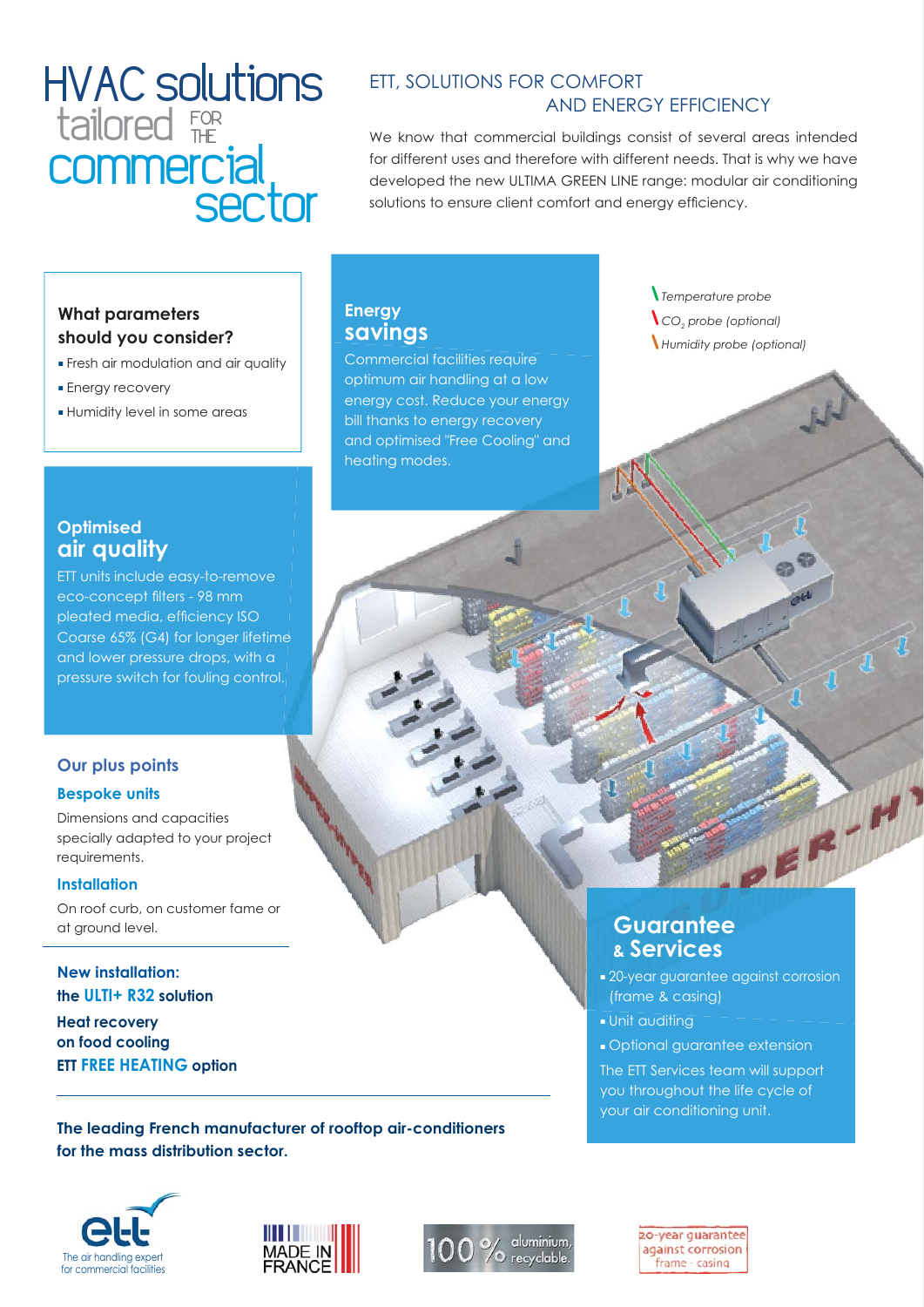# HVAC solutions tailored FOR THE commercial sector

## ETT, SOLUTIONS FOR COMFORT AND ENERGY EFFICIENCY

We know that commercial buildings consist of several areas intended for different uses and therefore with different needs. That is why we have developed the new ULTIMA GREEN LINE range: modular air conditioning solutions to ensure client comfort and energy efficiency.

### What parameters should you consider?

- Fresh air modulation and air quality
- Energy recovery
- Humidity level in some areas

### Energy savings

Commercial facilities require optimum air handling at a low energy cost. Reduce your energy bill thanks to energy recovery and optimised "Free Cooling" and heating modes.

*Temperature probe*

*$CO_2$ probe (optional)*

*Humidity probe (optional)*

### Optimised air quality

ETT units include easy-to-remove eco-concept filters - 98 mm pleated media, efficiency ISO Coarse 65% (G4) for longer lifetime and lower pressure drops, with a pressure switch for fouling control.

### Our plus points

**Bespoke units**

Dimensions and capacities specially adapted to your project requirements.

**Installation**

On roof curb, on customer fame or at ground level.

**New installation: the ULTI+ R32 solution**

**Heat recovery on food cooling**

**ETT FREE HEATING option**

### Guarantee & Services

- 20-year guarantee against corrosion (frame & casing)
- Unit auditing
- Optional guarantee extension

The ETT Services team will support you throughout the life cycle of your air conditioning unit.

**The leading French manufacturer of rooftop air-conditioners for the mass distribution sector.**

The air handling expert for commercial facilities

MADE IN FRANCE

100 % aluminium, recyclable.

20-year guarantee against corrosion frame - casing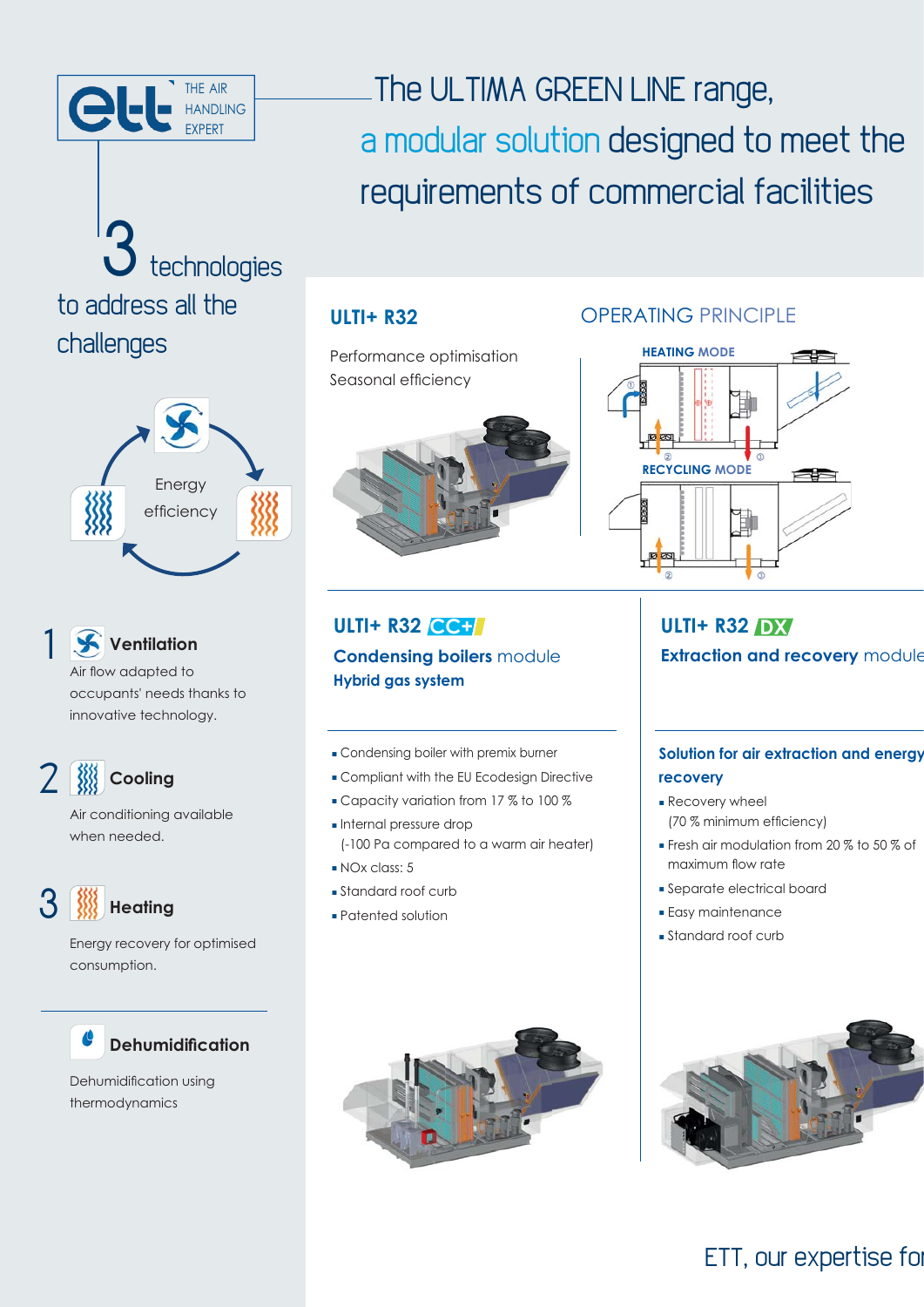ETT — THE AIR HANDLING EXPERT

# The ULTIMA GREEN LINE range, a modular solution designed to meet the requirements of commercial facilities

## 3 technologies to address all the challenges

Energy efficiency

### 1 Ventilation

Air flow adapted to occupants' needs thanks to innovative technology.

### 2 Cooling

Air conditioning available when needed.

### 3 Heating

Energy recovery for optimised consumption.

### Dehumidification

Dehumidification using thermodynamics

## ULTI+ R32

Performance optimisation
Seasonal efficiency

## OPERATING PRINCIPLE

HEATING MODE

RECYCLING MODE

## ULTI+ R32 CC+

**Condensing boilers** module
**Hybrid gas system**

- Condensing boiler with premix burner
- Compliant with the EU Ecodesign Directive
- Capacity variation from 17 % to 100 %
- Internal pressure drop (-100 Pa compared to a warm air heater)
- NOx class: 5
- Standard roof curb
- Patented solution

## ULTI+ R32 DX

**Extraction and recovery** module

**Solution for air extraction and energy recovery**

- Recovery wheel (70 % minimum efficiency)
- Fresh air modulation from 20 % to 50 % of maximum flow rate
- Separate electrical board
- Easy maintenance
- Standard roof curb

ETT, our expertise for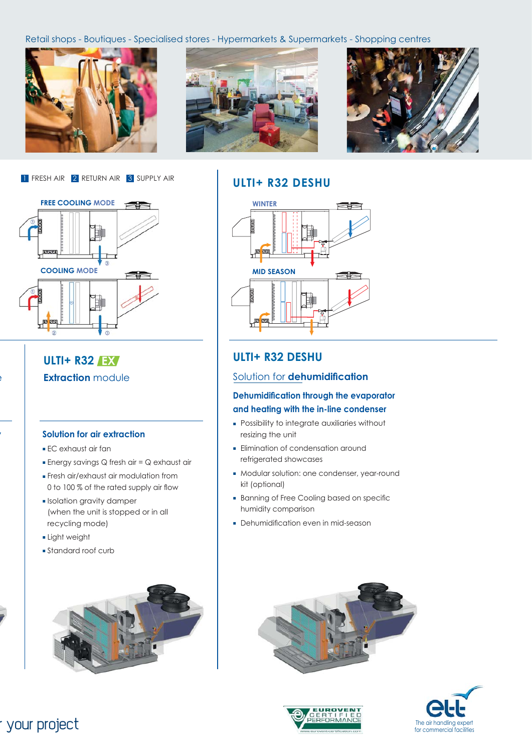Retail shops - Boutiques - Specialised stores - Hypermarkets & Supermarkets - Shopping centres

1 FRESH AIR 2 RETURN AIR 3 SUPPLY AIR

FREE COOLING MODE

COOLING MODE

## ULTI+ R32 DESHU

WINTER

MID SEASON

## ULTI+ R32 EX

### Extraction module

#### Solution for air extraction

- EC exhaust air fan
- Energy savings Q fresh air = Q exhaust air
- Fresh air/exhaust air modulation from 0 to 100 % of the rated supply air flow
- Isolation gravity damper (when the unit is stopped or in all recycling mode)
- Light weight
- Standard roof curb

## ULTI+ R32 DESHU

### Solution for **dehumidification**

#### Dehumidification through the evaporator and heating with the in-line condenser

- Possibility to integrate auxiliaries without resizing the unit
- Elimination of condensation around refrigerated showcases
- Modular solution: one condenser, year-round kit (optional)
- Banning of Free Cooling based on specific humidity comparison
- Dehumidification even in mid-season

your project

EUROVENT CERTIFIED PERFORMANCE

The air handling expert for commercial facilities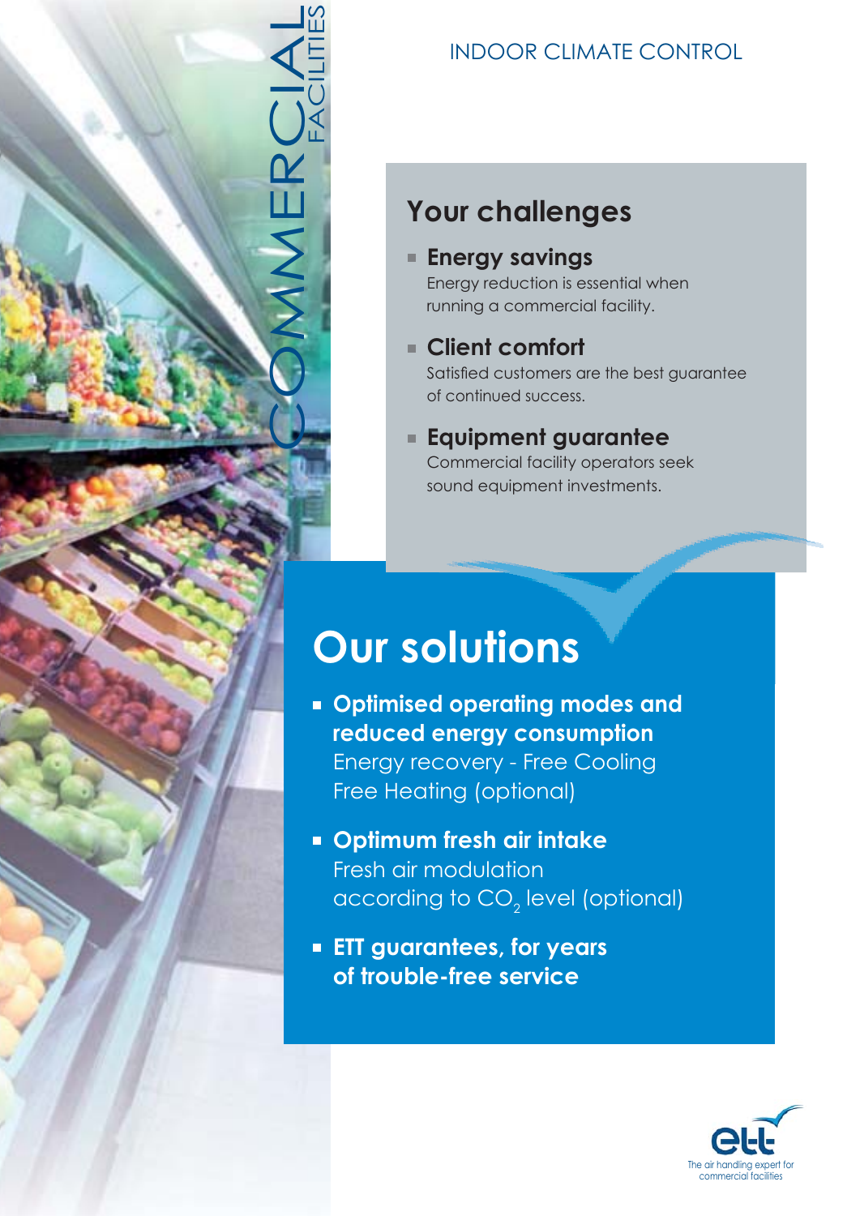COMMERCIAL FACILITIES

INDOOR CLIMATE CONTROL

## Your challenges

- **Energy savings**
  Energy reduction is essential when running a commercial facility.
- **Client comfort**
  Satisfied customers are the best guarantee of continued success.
- **Equipment guarantee**
  Commercial facility operators seek sound equipment investments.

# Our solutions

- **Optimised operating modes and reduced energy consumption**
  Energy recovery - Free Cooling
  Free Heating (optional)
- **Optimum fresh air intake**
  Fresh air modulation
  according to $CO_2$ level (optional)
- **ETT guarantees, for years of trouble-free service**

ett
The air handling expert for commercial facilities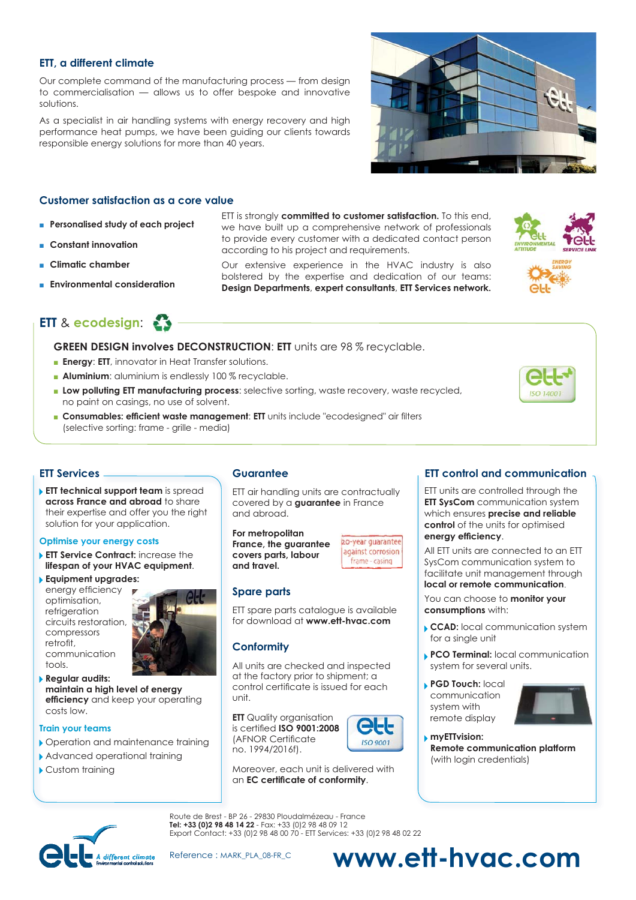## ETT, a different climate

Our complete command of the manufacturing process — from design to commercialisation — allows us to offer bespoke and innovative solutions.

As a specialist in air handling systems with energy recovery and high performance heat pumps, we have been guiding our clients towards responsible energy solutions for more than 40 years.

## Customer satisfaction as a core value

- **Personalised study of each project**
- **Constant innovation**
- **Climatic chamber**
- **Environmental consideration**

ETT is strongly **committed to customer satisfaction.** To this end, we have built up a comprehensive network of professionals to provide every customer with a dedicated contact person according to his project and requirements.

Our extensive experience in the HVAC industry is also bolstered by the expertise and dedication of our teams: **Design Departments**, **expert consultants**, **ETT Services network.**

ENVIRONMENTAL ATTITUDE

SERVICE LINK

ENERGY SAVING

## ETT & ecodesign:

**GREEN DESIGN involves DECONSTRUCTION**: **ETT** units are 98 % recyclable.

- **Energy**: **ETT**, innovator in Heat Transfer solutions.
- **Aluminium**: aluminium is endlessly 100 % recyclable.
- **Low polluting ETT manufacturing process**: selective sorting, waste recovery, waste recycled, no paint on casings, no use of solvent.
- **Consumables: efficient waste management**: **ETT** units include "ecodesigned" air filters (selective sorting: frame - grille - media)

ISO 14001

## ETT Services

- **ETT technical support team** is spread **across France and abroad** to share their expertise and offer you the right solution for your application.

### Optimise your energy costs

- **ETT Service Contract:** increase the **lifespan of your HVAC equipment**.
- **Equipment upgrades:** energy efficiency optimisation, refrigeration circuits restoration, compressors retrofit, communication tools.
- **Regular audits:** **maintain a high level of energy efficiency** and keep your operating costs low.

### Train your teams

- Operation and maintenance training
- Advanced operational training
- Custom training

## Guarantee

ETT air handling units are contractually covered by a **guarantee** in France and abroad.

**For metropolitan France, the guarantee covers parts, labour and travel.**

20-year guarantee against corrosion frame - casing

## Spare parts

ETT spare parts catalogue is available for download at **www.ett-hvac.com**

## Conformity

All units are checked and inspected at the factory prior to shipment; a control certificate is issued for each unit.

**ETT** Quality organisation is certified **ISO 9001:2008** (AFNOR Certificate no. 1994/2016f).

ISO 9001

Moreover, each unit is delivered with an **EC certificate of conformity**.

## ETT control and communication

ETT units are controlled through the **ETT SysCom** communication system which ensures **precise and reliable control** of the units for optimised **energy efficiency**.

All ETT units are connected to an ETT SysCom communication system to facilitate unit management through **local or remote communication**.

You can choose to **monitor your consumptions** with:

- **CCAD:** local communication system for a single unit
- **PCO Terminal:** local communication system for several units.
- **PGD Touch:** local communication system with remote display
- **myETTvision:** **Remote communication platform** (with login credentials)

Route de Brest - BP 26 - 29830 Ploudalmézeau - France
**Tel: +33 (0)2 98 48 14 22** - Fax: +33 (0)2 98 48 09 12
Export Contact: +33 (0)2 98 48 00 70 - ETT Services: +33 (0)2 98 48 02 22

A different climate – Environmental control solutions

Reference : MARK_PLA_08-FR_C

**www.ett-hvac.com**